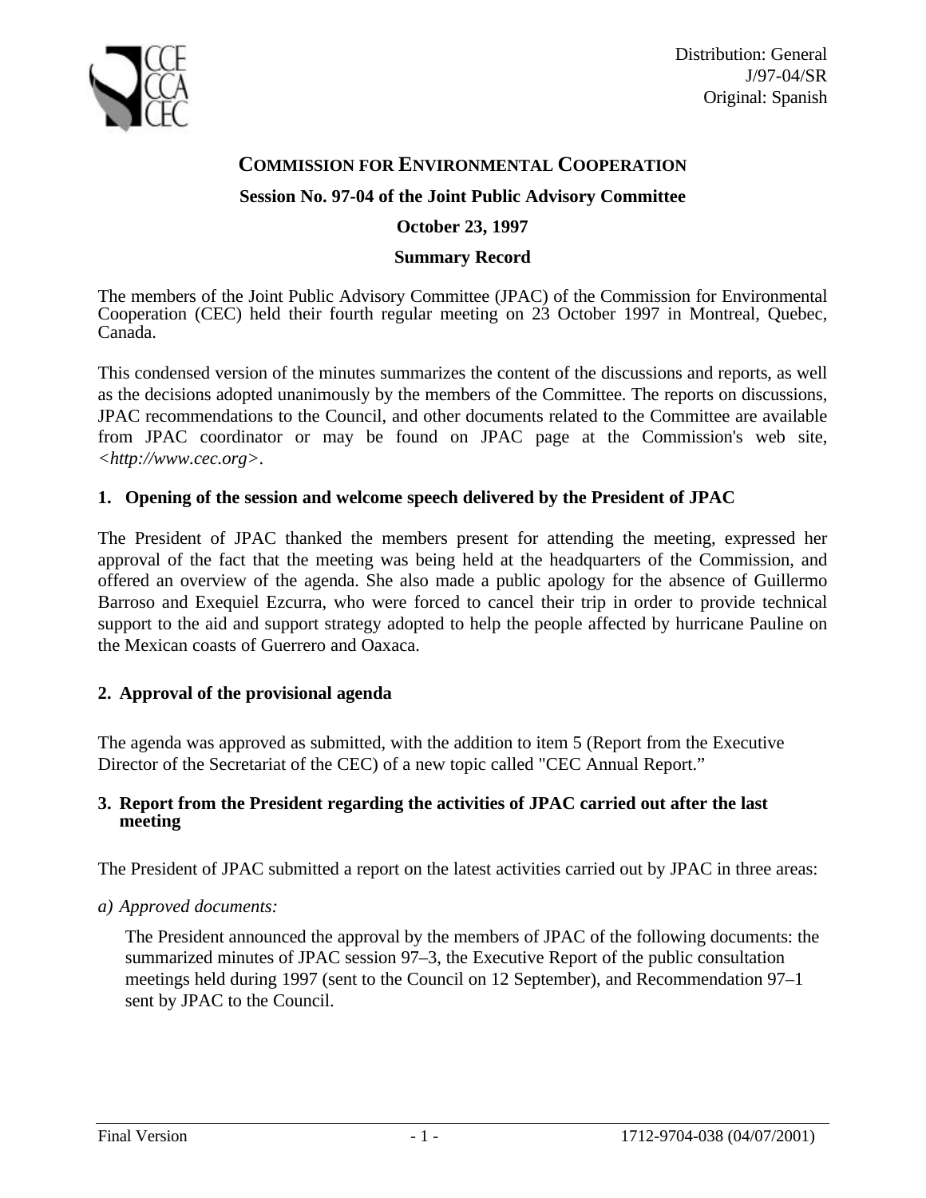Distribution: General
J/97-04/SR
Original: Spanish

# COMMISSION FOR ENVIRONMENTAL COOPERATION

## Session No. 97-04 of the Joint Public Advisory Committee

## October 23, 1997

## Summary Record

The members of the Joint Public Advisory Committee (JPAC) of the Commission for Environmental Cooperation (CEC) held their fourth regular meeting on 23 October 1997 in Montreal, Quebec, Canada.

This condensed version of the minutes summarizes the content of the discussions and reports, as well as the decisions adopted unanimously by the members of the Committee. The reports on discussions, JPAC recommendations to the Council, and other documents related to the Committee are available from JPAC coordinator or may be found on JPAC page at the Commission's web site, *<http://www.cec.org>*.

### 1. Opening of the session and welcome speech delivered by the President of JPAC

The President of JPAC thanked the members present for attending the meeting, expressed her approval of the fact that the meeting was being held at the headquarters of the Commission, and offered an overview of the agenda. She also made a public apology for the absence of Guillermo Barroso and Exequiel Ezcurra, who were forced to cancel their trip in order to provide technical support to the aid and support strategy adopted to help the people affected by hurricane Pauline on the Mexican coasts of Guerrero and Oaxaca.

### 2. Approval of the provisional agenda

The agenda was approved as submitted, with the addition to item 5 (Report from the Executive Director of the Secretariat of the CEC) of a new topic called "CEC Annual Report."

### 3. Report from the President regarding the activities of JPAC carried out after the last meeting

The President of JPAC submitted a report on the latest activities carried out by JPAC in three areas:

*a) Approved documents:*

The President announced the approval by the members of JPAC of the following documents: the summarized minutes of JPAC session 97–3, the Executive Report of the public consultation meetings held during 1997 (sent to the Council on 12 September), and Recommendation 97–1 sent by JPAC to the Council.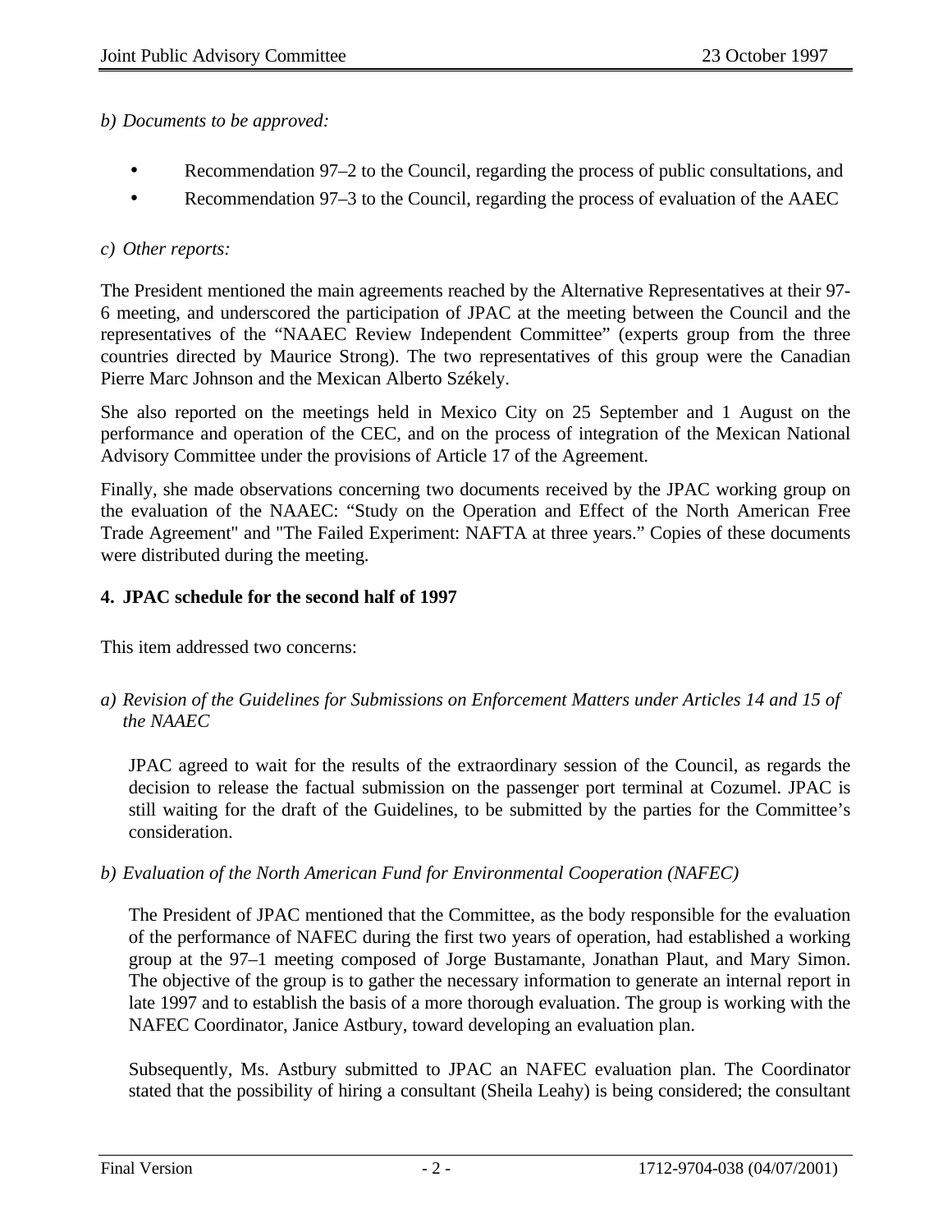*b) Documents to be approved:*

- Recommendation 97–2 to the Council, regarding the process of public consultations, and
- Recommendation 97–3 to the Council, regarding the process of evaluation of the AAEC

*c) Other reports:*

The President mentioned the main agreements reached by the Alternative Representatives at their 97-6 meeting, and underscored the participation of JPAC at the meeting between the Council and the representatives of the "NAAEC Review Independent Committee" (experts group from the three countries directed by Maurice Strong). The two representatives of this group were the Canadian Pierre Marc Johnson and the Mexican Alberto Székely.

She also reported on the meetings held in Mexico City on 25 September and 1 August on the performance and operation of the CEC, and on the process of integration of the Mexican National Advisory Committee under the provisions of Article 17 of the Agreement.

Finally, she made observations concerning two documents received by the JPAC working group on the evaluation of the NAAEC: "Study on the Operation and Effect of the North American Free Trade Agreement" and "The Failed Experiment: NAFTA at three years." Copies of these documents were distributed during the meeting.

**4. JPAC schedule for the second half of 1997**

This item addressed two concerns:

*a) Revision of the Guidelines for Submissions on Enforcement Matters under Articles 14 and 15 of the NAAEC*

JPAC agreed to wait for the results of the extraordinary session of the Council, as regards the decision to release the factual submission on the passenger port terminal at Cozumel. JPAC is still waiting for the draft of the Guidelines, to be submitted by the parties for the Committee's consideration.

*b) Evaluation of the North American Fund for Environmental Cooperation (NAFEC)*

The President of JPAC mentioned that the Committee, as the body responsible for the evaluation of the performance of NAFEC during the first two years of operation, had established a working group at the 97–1 meeting composed of Jorge Bustamante, Jonathan Plaut, and Mary Simon. The objective of the group is to gather the necessary information to generate an internal report in late 1997 and to establish the basis of a more thorough evaluation. The group is working with the NAFEC Coordinator, Janice Astbury, toward developing an evaluation plan.

Subsequently, Ms. Astbury submitted to JPAC an NAFEC evaluation plan. The Coordinator stated that the possibility of hiring a consultant (Sheila Leahy) is being considered; the consultant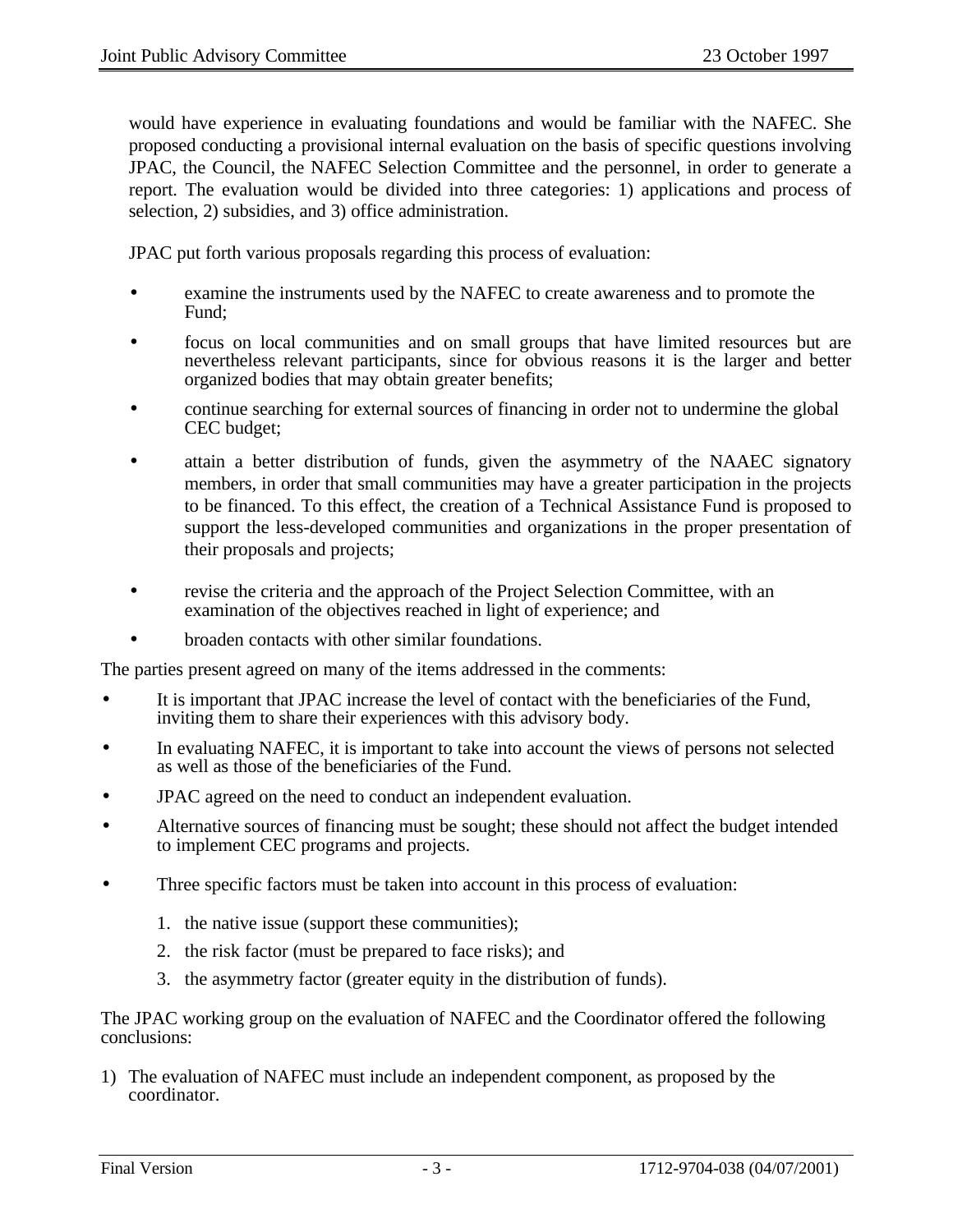would have experience in evaluating foundations and would be familiar with the NAFEC. She proposed conducting a provisional internal evaluation on the basis of specific questions involving JPAC, the Council, the NAFEC Selection Committee and the personnel, in order to generate a report. The evaluation would be divided into three categories: 1) applications and process of selection, 2) subsidies, and 3) office administration.

JPAC put forth various proposals regarding this process of evaluation:

- examine the instruments used by the NAFEC to create awareness and to promote the Fund;
- focus on local communities and on small groups that have limited resources but are nevertheless relevant participants, since for obvious reasons it is the larger and better organized bodies that may obtain greater benefits;
- continue searching for external sources of financing in order not to undermine the global CEC budget;
- attain a better distribution of funds, given the asymmetry of the NAAEC signatory members, in order that small communities may have a greater participation in the projects to be financed. To this effect, the creation of a Technical Assistance Fund is proposed to support the less-developed communities and organizations in the proper presentation of their proposals and projects;
- revise the criteria and the approach of the Project Selection Committee, with an examination of the objectives reached in light of experience; and
- broaden contacts with other similar foundations.

The parties present agreed on many of the items addressed in the comments:

- It is important that JPAC increase the level of contact with the beneficiaries of the Fund, inviting them to share their experiences with this advisory body.
- In evaluating NAFEC, it is important to take into account the views of persons not selected as well as those of the beneficiaries of the Fund.
- JPAC agreed on the need to conduct an independent evaluation.
- Alternative sources of financing must be sought; these should not affect the budget intended to implement CEC programs and projects.
- Three specific factors must be taken into account in this process of evaluation:
  1. the native issue (support these communities);
  2. the risk factor (must be prepared to face risks); and
  3. the asymmetry factor (greater equity in the distribution of funds).

The JPAC working group on the evaluation of NAFEC and the Coordinator offered the following conclusions:

1) The evaluation of NAFEC must include an independent component, as proposed by the coordinator.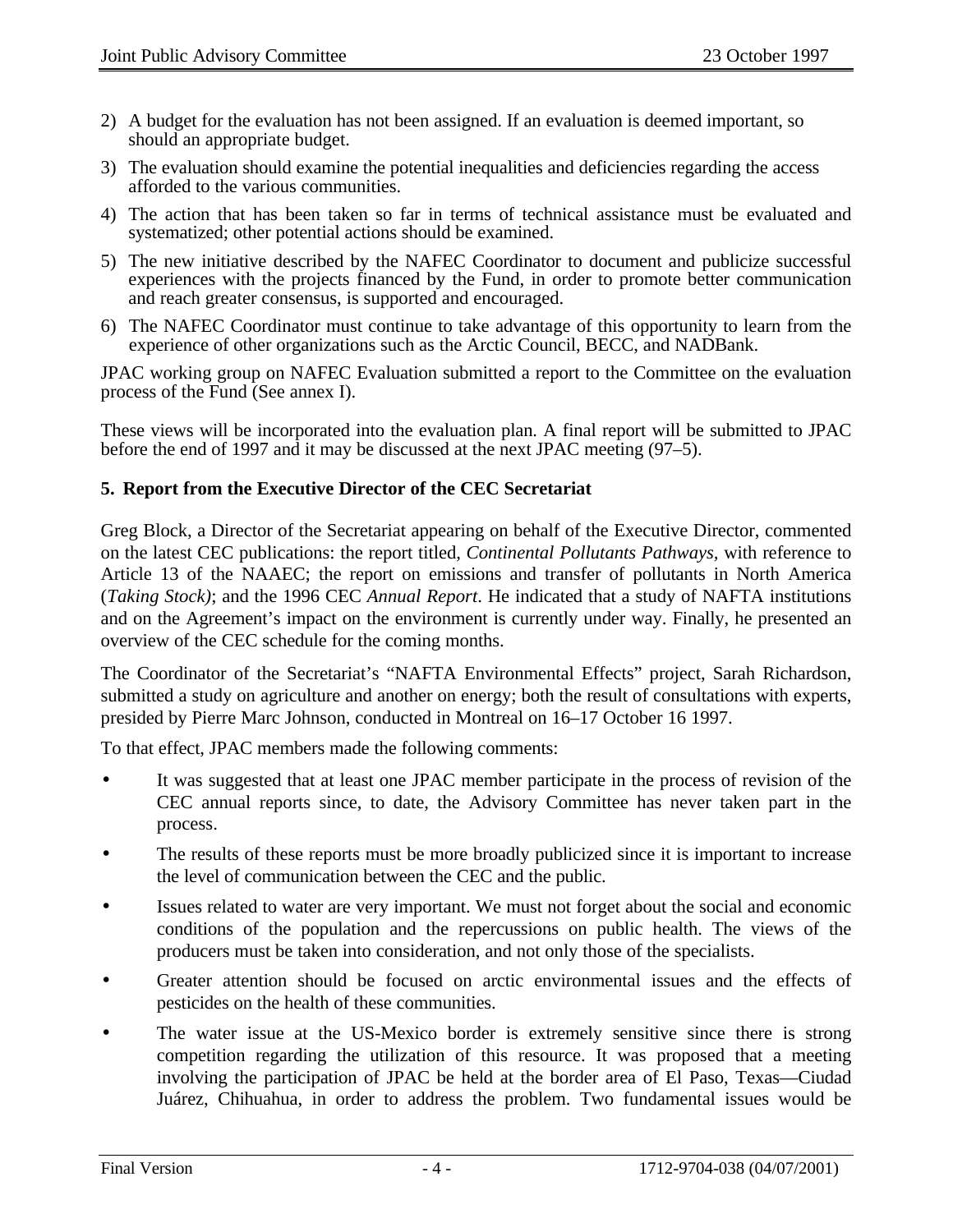2) A budget for the evaluation has not been assigned. If an evaluation is deemed important, so should an appropriate budget.
3) The evaluation should examine the potential inequalities and deficiencies regarding the access afforded to the various communities.
4) The action that has been taken so far in terms of technical assistance must be evaluated and systematized; other potential actions should be examined.
5) The new initiative described by the NAFEC Coordinator to document and publicize successful experiences with the projects financed by the Fund, in order to promote better communication and reach greater consensus, is supported and encouraged.
6) The NAFEC Coordinator must continue to take advantage of this opportunity to learn from the experience of other organizations such as the Arctic Council, BECC, and NADBank.

JPAC working group on NAFEC Evaluation submitted a report to the Committee on the evaluation process of the Fund (See annex I).

These views will be incorporated into the evaluation plan. A final report will be submitted to JPAC before the end of 1997 and it may be discussed at the next JPAC meeting (97–5).

## 5. Report from the Executive Director of the CEC Secretariat

Greg Block, a Director of the Secretariat appearing on behalf of the Executive Director, commented on the latest CEC publications: the report titled, *Continental Pollutants Pathways,* with reference to Article 13 of the NAAEC; the report on emissions and transfer of pollutants in North America (*Taking Stock)*; and the 1996 CEC *Annual Report*. He indicated that a study of NAFTA institutions and on the Agreement's impact on the environment is currently under way. Finally, he presented an overview of the CEC schedule for the coming months.

The Coordinator of the Secretariat's "NAFTA Environmental Effects" project, Sarah Richardson, submitted a study on agriculture and another on energy; both the result of consultations with experts, presided by Pierre Marc Johnson, conducted in Montreal on 16–17 October 16 1997.

To that effect, JPAC members made the following comments:

- It was suggested that at least one JPAC member participate in the process of revision of the CEC annual reports since, to date, the Advisory Committee has never taken part in the process.
- The results of these reports must be more broadly publicized since it is important to increase the level of communication between the CEC and the public.
- Issues related to water are very important. We must not forget about the social and economic conditions of the population and the repercussions on public health. The views of the producers must be taken into consideration, and not only those of the specialists.
- Greater attention should be focused on arctic environmental issues and the effects of pesticides on the health of these communities.
- The water issue at the US-Mexico border is extremely sensitive since there is strong competition regarding the utilization of this resource. It was proposed that a meeting involving the participation of JPAC be held at the border area of El Paso, Texas—Ciudad Juárez, Chihuahua, in order to address the problem. Two fundamental issues would be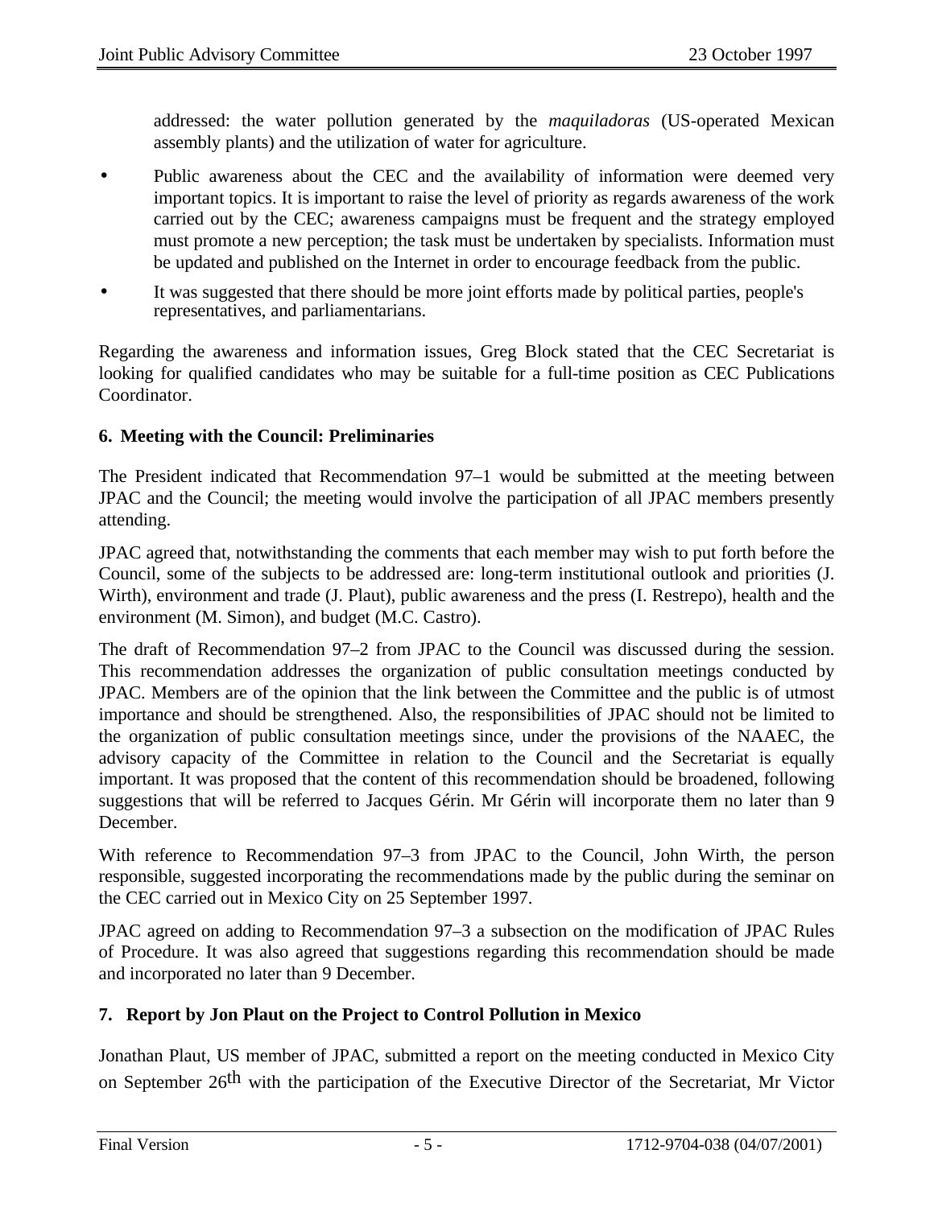addressed: the water pollution generated by the *maquiladoras* (US-operated Mexican assembly plants) and the utilization of water for agriculture.

- Public awareness about the CEC and the availability of information were deemed very important topics. It is important to raise the level of priority as regards awareness of the work carried out by the CEC; awareness campaigns must be frequent and the strategy employed must promote a new perception; the task must be undertaken by specialists. Information must be updated and published on the Internet in order to encourage feedback from the public.
- It was suggested that there should be more joint efforts made by political parties, people's representatives, and parliamentarians.

Regarding the awareness and information issues, Greg Block stated that the CEC Secretariat is looking for qualified candidates who may be suitable for a full-time position as CEC Publications Coordinator.

## 6. Meeting with the Council: Preliminaries

The President indicated that Recommendation 97–1 would be submitted at the meeting between JPAC and the Council; the meeting would involve the participation of all JPAC members presently attending.

JPAC agreed that, notwithstanding the comments that each member may wish to put forth before the Council, some of the subjects to be addressed are: long-term institutional outlook and priorities (J. Wirth), environment and trade (J. Plaut), public awareness and the press (I. Restrepo), health and the environment (M. Simon), and budget (M.C. Castro).

The draft of Recommendation 97–2 from JPAC to the Council was discussed during the session. This recommendation addresses the organization of public consultation meetings conducted by JPAC. Members are of the opinion that the link between the Committee and the public is of utmost importance and should be strengthened. Also, the responsibilities of JPAC should not be limited to the organization of public consultation meetings since, under the provisions of the NAAEC, the advisory capacity of the Committee in relation to the Council and the Secretariat is equally important. It was proposed that the content of this recommendation should be broadened, following suggestions that will be referred to Jacques Gérin. Mr Gérin will incorporate them no later than 9 December.

With reference to Recommendation 97–3 from JPAC to the Council, John Wirth, the person responsible, suggested incorporating the recommendations made by the public during the seminar on the CEC carried out in Mexico City on 25 September 1997.

JPAC agreed on adding to Recommendation 97–3 a subsection on the modification of JPAC Rules of Procedure. It was also agreed that suggestions regarding this recommendation should be made and incorporated no later than 9 December.

## 7. Report by Jon Plaut on the Project to Control Pollution in Mexico

Jonathan Plaut, US member of JPAC, submitted a report on the meeting conducted in Mexico City on September 26th with the participation of the Executive Director of the Secretariat, Mr Victor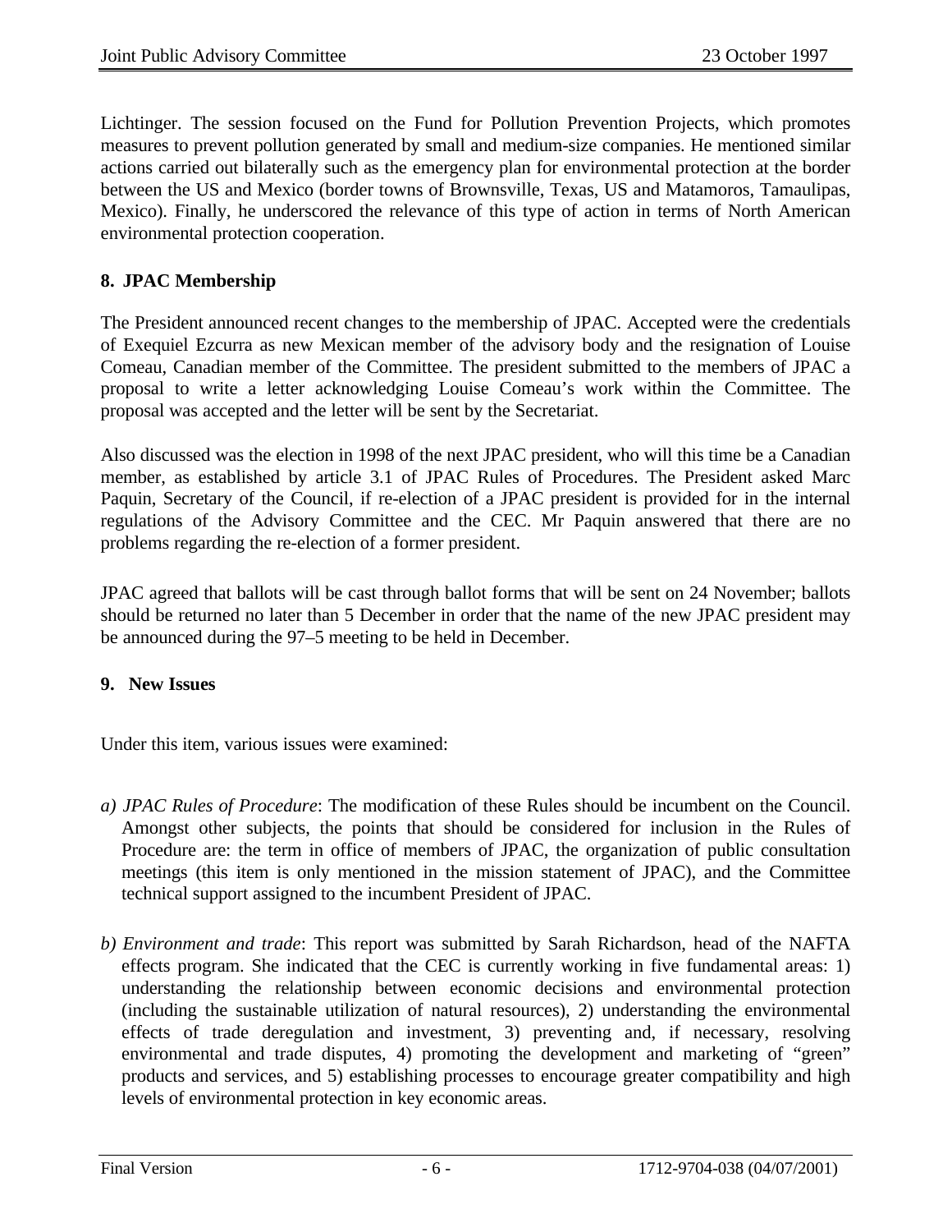Lichtinger. The session focused on the Fund for Pollution Prevention Projects, which promotes measures to prevent pollution generated by small and medium-size companies. He mentioned similar actions carried out bilaterally such as the emergency plan for environmental protection at the border between the US and Mexico (border towns of Brownsville, Texas, US and Matamoros, Tamaulipas, Mexico). Finally, he underscored the relevance of this type of action in terms of North American environmental protection cooperation.

## 8. JPAC Membership

The President announced recent changes to the membership of JPAC. Accepted were the credentials of Exequiel Ezcurra as new Mexican member of the advisory body and the resignation of Louise Comeau, Canadian member of the Committee. The president submitted to the members of JPAC a proposal to write a letter acknowledging Louise Comeau's work within the Committee. The proposal was accepted and the letter will be sent by the Secretariat.

Also discussed was the election in 1998 of the next JPAC president, who will this time be a Canadian member, as established by article 3.1 of JPAC Rules of Procedures. The President asked Marc Paquin, Secretary of the Council, if re-election of a JPAC president is provided for in the internal regulations of the Advisory Committee and the CEC. Mr Paquin answered that there are no problems regarding the re-election of a former president.

JPAC agreed that ballots will be cast through ballot forms that will be sent on 24 November; ballots should be returned no later than 5 December in order that the name of the new JPAC president may be announced during the 97–5 meeting to be held in December.

## 9. New Issues

Under this item, various issues were examined:

*a) JPAC Rules of Procedure*: The modification of these Rules should be incumbent on the Council. Amongst other subjects, the points that should be considered for inclusion in the Rules of Procedure are: the term in office of members of JPAC, the organization of public consultation meetings (this item is only mentioned in the mission statement of JPAC), and the Committee technical support assigned to the incumbent President of JPAC.

*b) Environment and trade*: This report was submitted by Sarah Richardson, head of the NAFTA effects program. She indicated that the CEC is currently working in five fundamental areas: 1) understanding the relationship between economic decisions and environmental protection (including the sustainable utilization of natural resources), 2) understanding the environmental effects of trade deregulation and investment, 3) preventing and, if necessary, resolving environmental and trade disputes, 4) promoting the development and marketing of "green" products and services, and 5) establishing processes to encourage greater compatibility and high levels of environmental protection in key economic areas.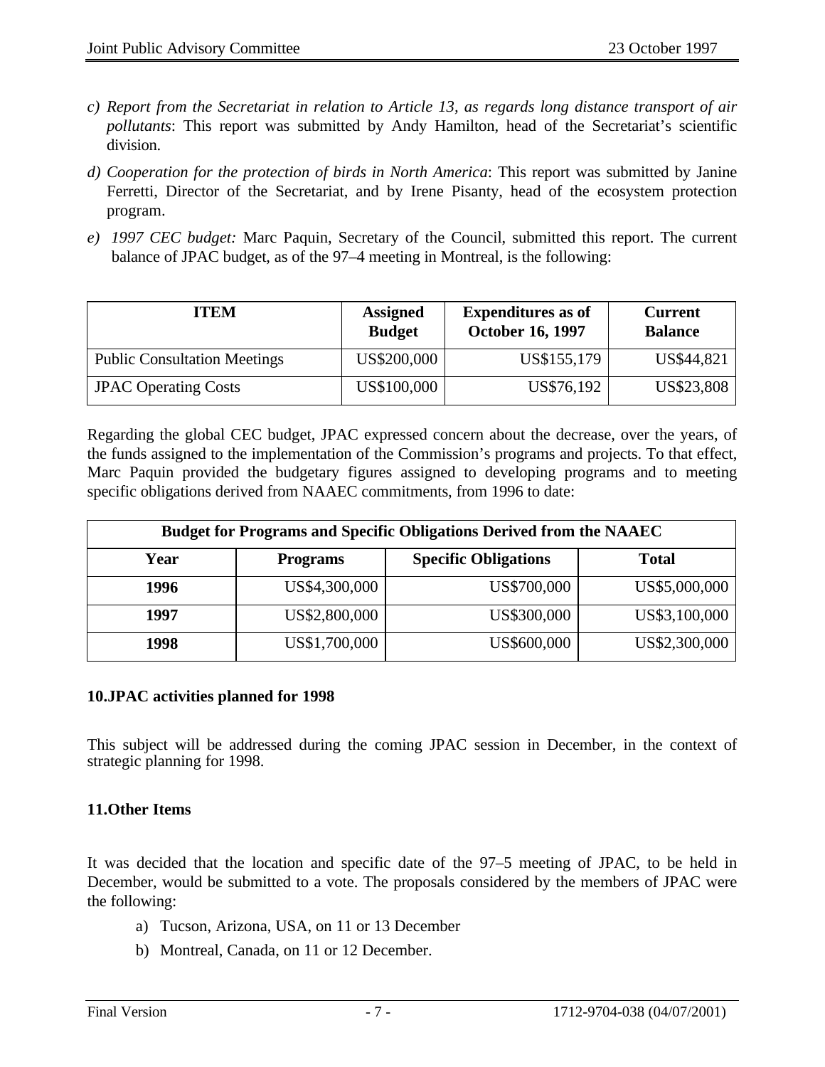c) *Report from the Secretariat in relation to Article 13, as regards long distance transport of air pollutants*: This report was submitted by Andy Hamilton, head of the Secretariat's scientific division.

d) *Cooperation for the protection of birds in North America*: This report was submitted by Janine Ferretti, Director of the Secretariat, and by Irene Pisanty, head of the ecosystem protection program.

e) *1997 CEC budget:* Marc Paquin, Secretary of the Council, submitted this report. The current balance of JPAC budget, as of the 97–4 meeting in Montreal, is the following:

| ITEM | Assigned Budget | Expenditures as of October 16, 1997 | Current Balance |
|---|---|---|---|
| Public Consultation Meetings | US$200,000 | US$155,179 | US$44,821 |
| JPAC Operating Costs | US$100,000 | US$76,192 | US$23,808 |

Regarding the global CEC budget, JPAC expressed concern about the decrease, over the years, of the funds assigned to the implementation of the Commission's programs and projects. To that effect, Marc Paquin provided the budgetary figures assigned to developing programs and to meeting specific obligations derived from NAAEC commitments, from 1996 to date:

| Budget for Programs and Specific Obligations Derived from the NAAEC | | | |
|---|---|---|---|
| **Year** | **Programs** | **Specific Obligations** | **Total** |
| **1996** | US$4,300,000 | US$700,000 | US$5,000,000 |
| **1997** | US$2,800,000 | US$300,000 | US$3,100,000 |
| **1998** | US$1,700,000 | US$600,000 | US$2,300,000 |

## 10.JPAC activities planned for 1998

This subject will be addressed during the coming JPAC session in December, in the context of strategic planning for 1998.

## 11.Other Items

It was decided that the location and specific date of the 97–5 meeting of JPAC, to be held in December, would be submitted to a vote. The proposals considered by the members of JPAC were the following:

a) Tucson, Arizona, USA, on 11 or 13 December
b) Montreal, Canada, on 11 or 12 December.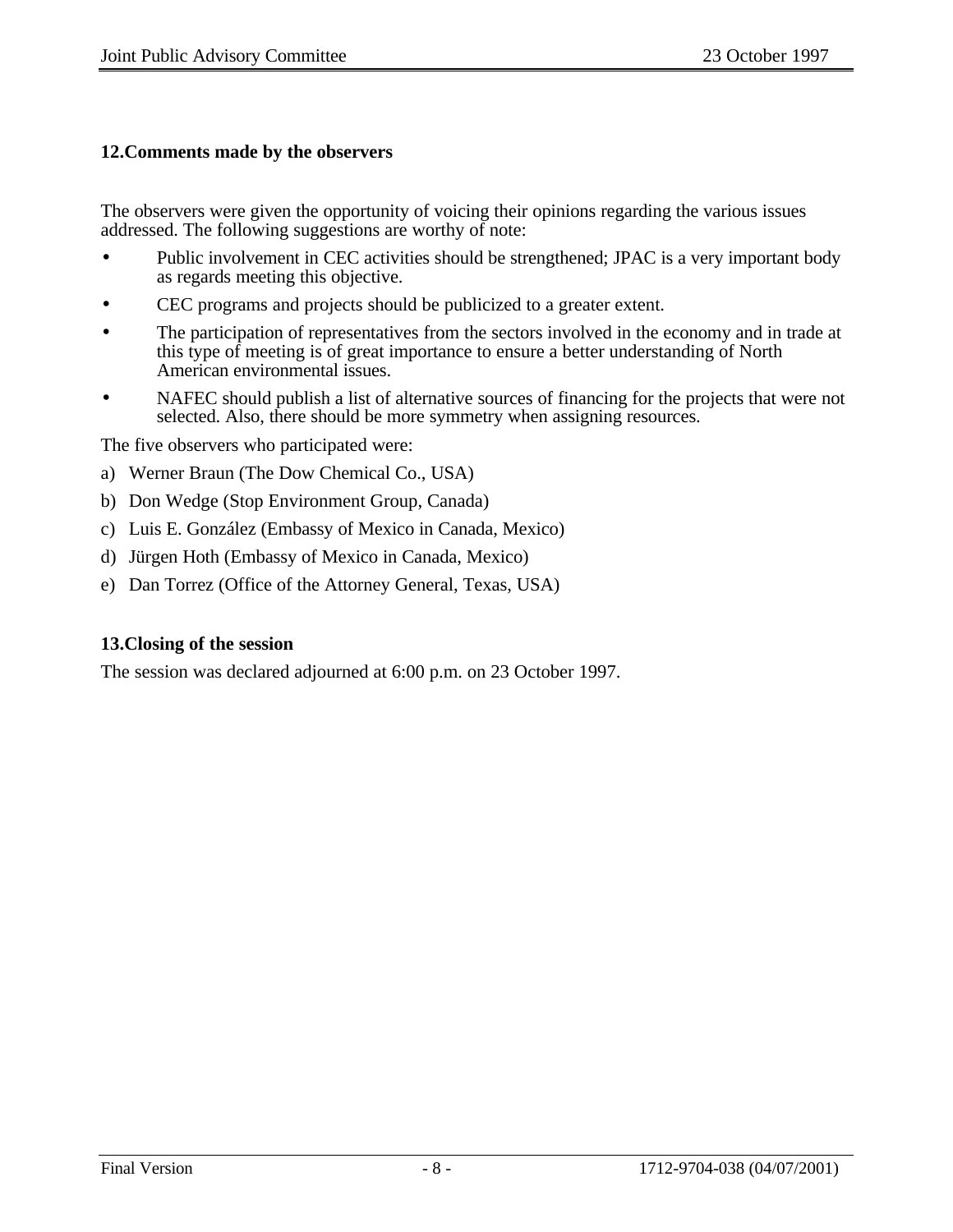## 12. Comments made by the observers

The observers were given the opportunity of voicing their opinions regarding the various issues addressed. The following suggestions are worthy of note:

- Public involvement in CEC activities should be strengthened; JPAC is a very important body as regards meeting this objective.
- CEC programs and projects should be publicized to a greater extent.
- The participation of representatives from the sectors involved in the economy and in trade at this type of meeting is of great importance to ensure a better understanding of North American environmental issues.
- NAFEC should publish a list of alternative sources of financing for the projects that were not selected. Also, there should be more symmetry when assigning resources.

The five observers who participated were:

a) Werner Braun (The Dow Chemical Co., USA)

b) Don Wedge (Stop Environment Group, Canada)

c) Luis E. González (Embassy of Mexico in Canada, Mexico)

d) Jürgen Hoth (Embassy of Mexico in Canada, Mexico)

e) Dan Torrez (Office of the Attorney General, Texas, USA)

## 13. Closing of the session

The session was declared adjourned at 6:00 p.m. on 23 October 1997.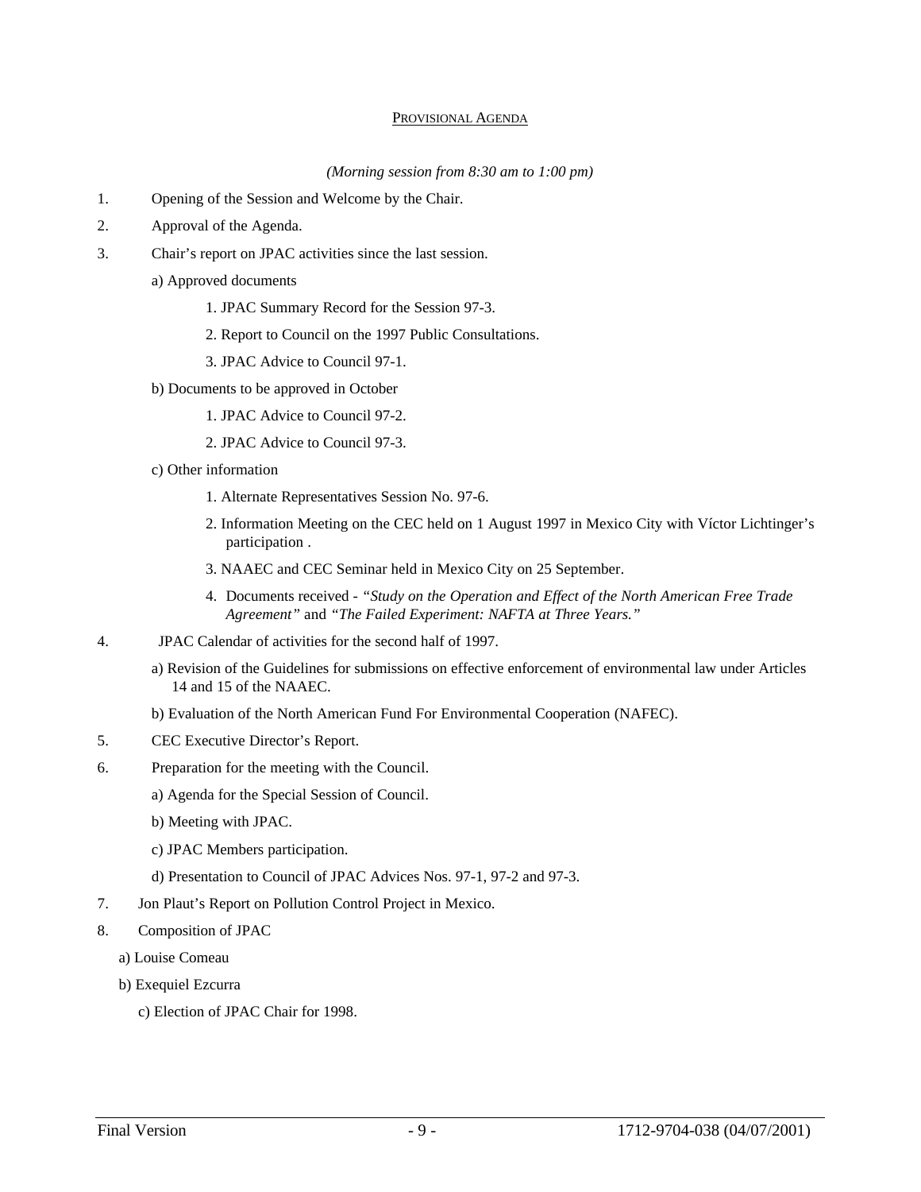## PROVISIONAL AGENDA

*(Morning session from 8:30 am to 1:00 pm)*

1. Opening of the Session and Welcome by the Chair.
2. Approval of the Agenda.
3. Chair's report on JPAC activities since the last session.

   a) Approved documents

      1. JPAC Summary Record for the Session 97-3.
      2. Report to Council on the 1997 Public Consultations.
      3. JPAC Advice to Council 97-1.

   b) Documents to be approved in October

      1. JPAC Advice to Council 97-2.
      2. JPAC Advice to Council 97-3.

   c) Other information

      1. Alternate Representatives Session No. 97-6.
      2. Information Meeting on the CEC held on 1 August 1997 in Mexico City with Víctor Lichtinger's participation .
      3. NAAEC and CEC Seminar held in Mexico City on 25 September.
      4. Documents received - *"Study on the Operation and Effect of the North American Free Trade Agreement"* and *"The Failed Experiment: NAFTA at Three Years."*

4. JPAC Calendar of activities for the second half of 1997.

   a) Revision of the Guidelines for submissions on effective enforcement of environmental law under Articles 14 and 15 of the NAAEC.

   b) Evaluation of the North American Fund For Environmental Cooperation (NAFEC).

5. CEC Executive Director's Report.
6. Preparation for the meeting with the Council.

   a) Agenda for the Special Session of Council.

   b) Meeting with JPAC.

   c) JPAC Members participation.

   d) Presentation to Council of JPAC Advices Nos. 97-1, 97-2 and 97-3.

7. Jon Plaut's Report on Pollution Control Project in Mexico.
8. Composition of JPAC

   a) Louise Comeau

   b) Exequiel Ezcurra

   c) Election of JPAC Chair for 1998.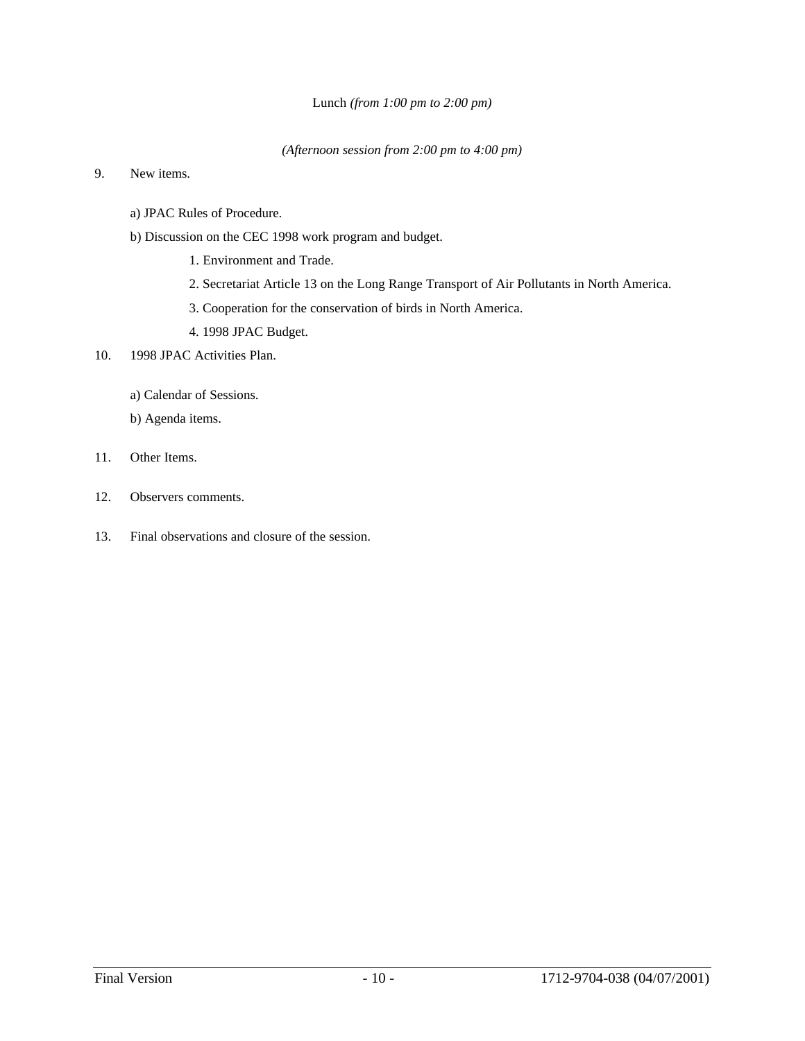Lunch *(from 1:00 pm to 2:00 pm)*

*(Afternoon session from 2:00 pm to 4:00 pm)*

9. New items.

   a) JPAC Rules of Procedure.

   b) Discussion on the CEC 1998 work program and budget.

      1. Environment and Trade.

      2. Secretariat Article 13 on the Long Range Transport of Air Pollutants in North America.

      3. Cooperation for the conservation of birds in North America.

      4. 1998 JPAC Budget.

10. 1998 JPAC Activities Plan.

    a) Calendar of Sessions.

    b) Agenda items.

11. Other Items.

12. Observers comments.

13. Final observations and closure of the session.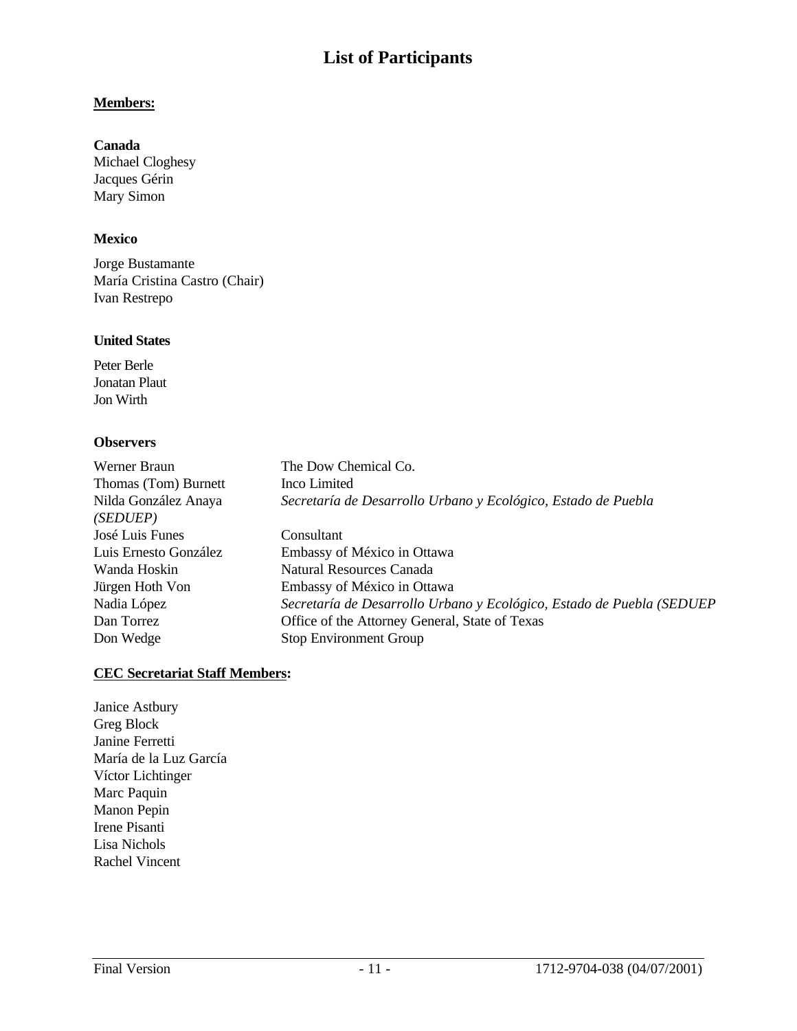# List of Participants

**Members:**

**Canada**

Michael Cloghesy
Jacques Gérin
Mary Simon

**Mexico**

Jorge Bustamante
María Cristina Castro (Chair)
Ivan Restrepo

**United States**

Peter Berle
Jonatan Plaut
Jon Wirth

**Observers**

| | |
|---|---|
| Werner Braun | The Dow Chemical Co. |
| Thomas (Tom) Burnett | Inco Limited |
| Nilda González Anaya | *Secretaría de Desarrollo Urbano y Ecológico, Estado de Puebla (SEDUEP)* |
| José Luis Funes | Consultant |
| Luis Ernesto González | Embassy of México in Ottawa |
| Wanda Hoskin | Natural Resources Canada |
| Jürgen Hoth Von | Embassy of México in Ottawa |
| Nadia López | *Secretaría de Desarrollo Urbano y Ecológico, Estado de Puebla (SEDUEP* |
| Dan Torrez | Office of the Attorney General, State of Texas |
| Don Wedge | Stop Environment Group |

**CEC Secretariat Staff Members:**

Janice Astbury
Greg Block
Janine Ferretti
María de la Luz García
Víctor Lichtinger
Marc Paquin
Manon Pepin
Irene Pisanti
Lisa Nichols
Rachel Vincent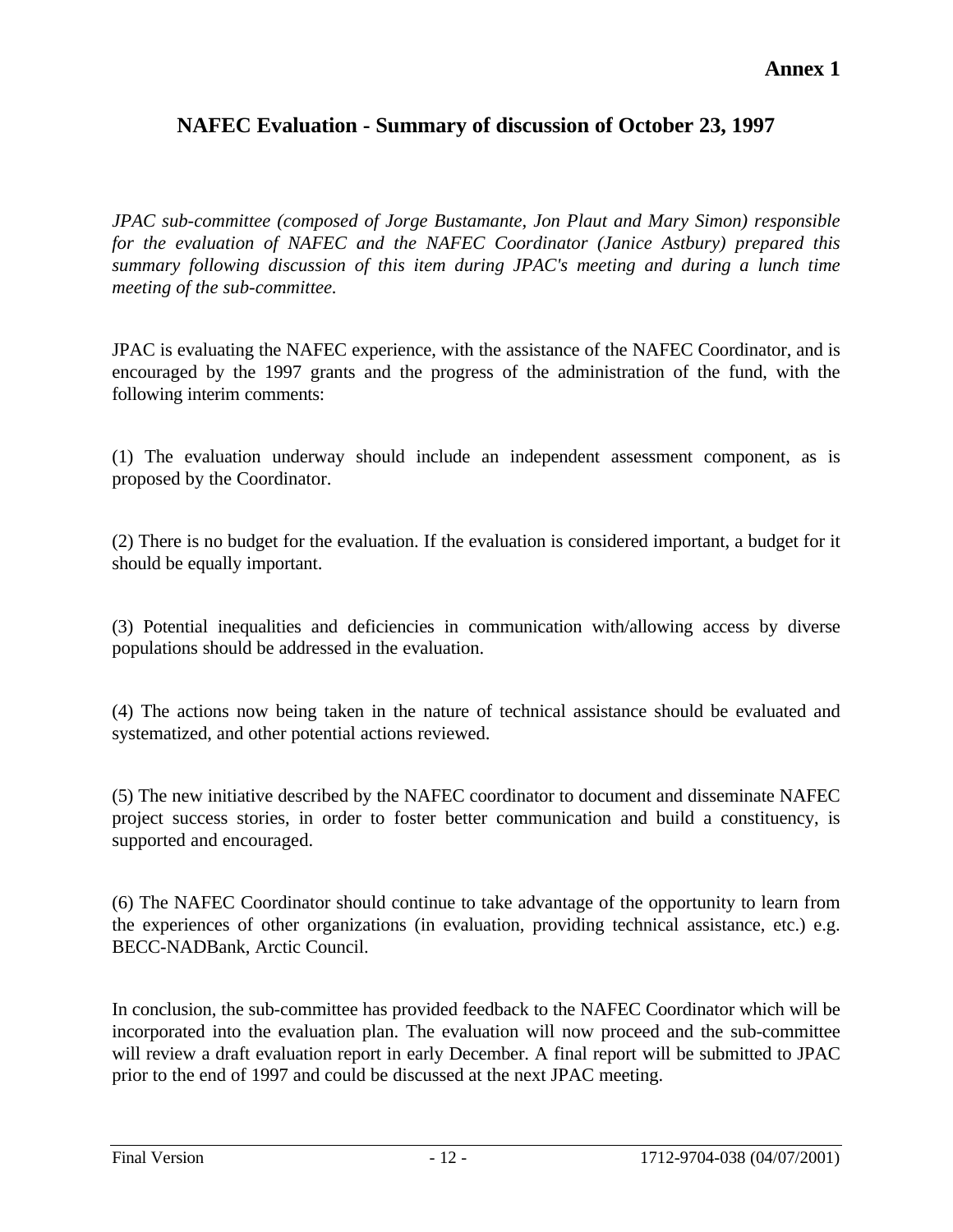**Annex 1**

## NAFEC Evaluation - Summary of discussion of October 23, 1997

*JPAC sub-committee (composed of Jorge Bustamante, Jon Plaut and Mary Simon) responsible for the evaluation of NAFEC and the NAFEC Coordinator (Janice Astbury) prepared this summary following discussion of this item during JPAC's meeting and during a lunch time meeting of the sub-committee.*

JPAC is evaluating the NAFEC experience, with the assistance of the NAFEC Coordinator, and is encouraged by the 1997 grants and the progress of the administration of the fund, with the following interim comments:

(1) The evaluation underway should include an independent assessment component, as is proposed by the Coordinator.

(2) There is no budget for the evaluation. If the evaluation is considered important, a budget for it should be equally important.

(3) Potential inequalities and deficiencies in communication with/allowing access by diverse populations should be addressed in the evaluation.

(4) The actions now being taken in the nature of technical assistance should be evaluated and systematized, and other potential actions reviewed.

(5) The new initiative described by the NAFEC coordinator to document and disseminate NAFEC project success stories, in order to foster better communication and build a constituency, is supported and encouraged.

(6) The NAFEC Coordinator should continue to take advantage of the opportunity to learn from the experiences of other organizations (in evaluation, providing technical assistance, etc.) e.g. BECC-NADBank, Arctic Council.

In conclusion, the sub-committee has provided feedback to the NAFEC Coordinator which will be incorporated into the evaluation plan. The evaluation will now proceed and the sub-committee will review a draft evaluation report in early December. A final report will be submitted to JPAC prior to the end of 1997 and could be discussed at the next JPAC meeting.